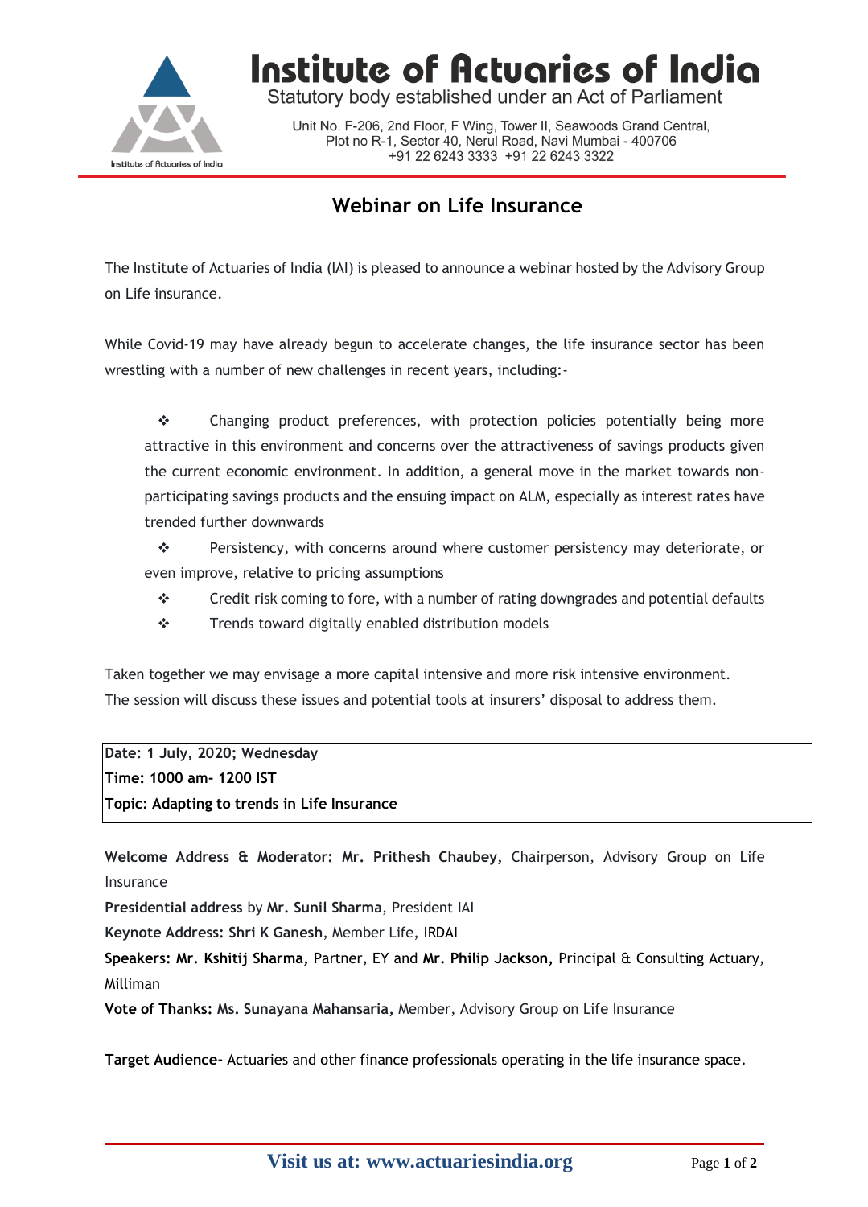# Institute of Actuaries of India

Statutory body established under an Act of Parliament

Unit No. F-206, 2nd Floor, F Wing, Tower II, Seawoods Grand Central, Plot no R-1, Sector 40, Nerul Road, Navi Mumbai - 400706
+91 22 6243 3333 +91 22 6243 3322

## Webinar on Life Insurance

The Institute of Actuaries of India (IAI) is pleased to announce a webinar hosted by the Advisory Group on Life insurance.

While Covid-19 may have already begun to accelerate changes, the life insurance sector has been wrestling with a number of new challenges in recent years, including:-

- Changing product preferences, with protection policies potentially being more attractive in this environment and concerns over the attractiveness of savings products given the current economic environment. In addition, a general move in the market towards non-participating savings products and the ensuing impact on ALM, especially as interest rates have trended further downwards
- Persistency, with concerns around where customer persistency may deteriorate, or even improve, relative to pricing assumptions
- Credit risk coming to fore, with a number of rating downgrades and potential defaults
- Trends toward digitally enabled distribution models

Taken together we may envisage a more capital intensive and more risk intensive environment. The session will discuss these issues and potential tools at insurers' disposal to address them.

**Date: 1 July, 2020; Wednesday**
**Time: 1000 am- 1200 IST**
**Topic: Adapting to trends in Life Insurance**

**Welcome Address & Moderator: Mr. Prithesh Chaubey,** Chairperson, Advisory Group on Life Insurance

**Presidential address** by **Mr. Sunil Sharma**, President IAI

**Keynote Address: Shri K Ganesh**, Member Life, IRDAI

**Speakers: Mr. Kshitij Sharma,** Partner, EY and **Mr. Philip Jackson,** Principal & Consulting Actuary, Milliman

**Vote of Thanks: Ms. Sunayana Mahansaria,** Member, Advisory Group on Life Insurance

**Target Audience-** Actuaries and other finance professionals operating in the life insurance space.

**Visit us at: www.actuariesindia.org**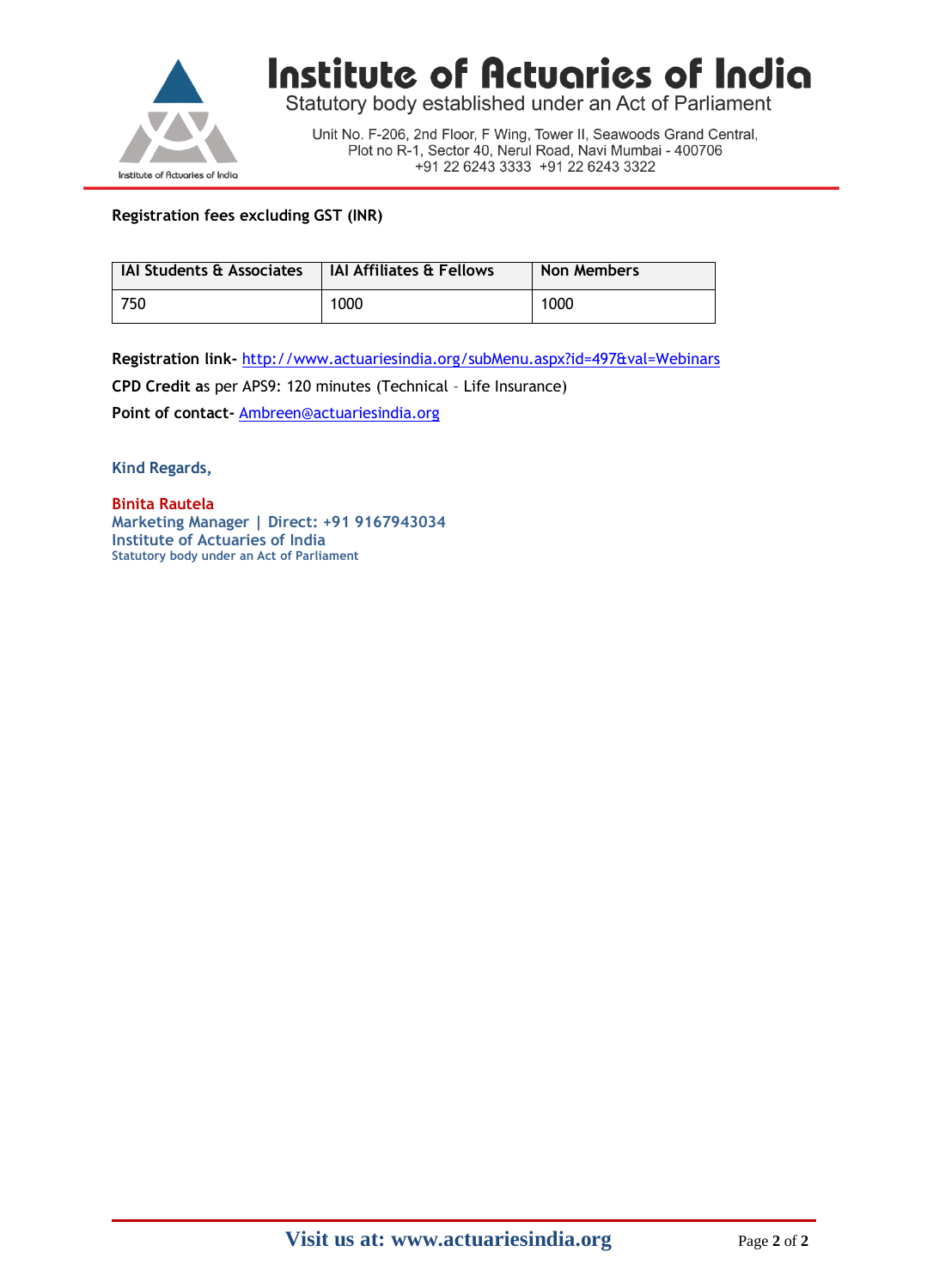**Registration fees excluding GST (INR)**

| IAI Students & Associates | IAI Affiliates & Fellows | Non Members |
| --- | --- | --- |
| 750 | 1000 | 1000 |

**Registration link-** http://www.actuariesindia.org/subMenu.aspx?id=497&val=Webinars

**CPD Credit a**s per APS9: 120 minutes (Technical – Life Insurance)

**Point of contact-** Ambreen@actuariesindia.org

Kind Regards,

Binita Rautela
Marketing Manager | Direct: +91 9167943034
Institute of Actuaries of India
Statutory body under an Act of Parliament